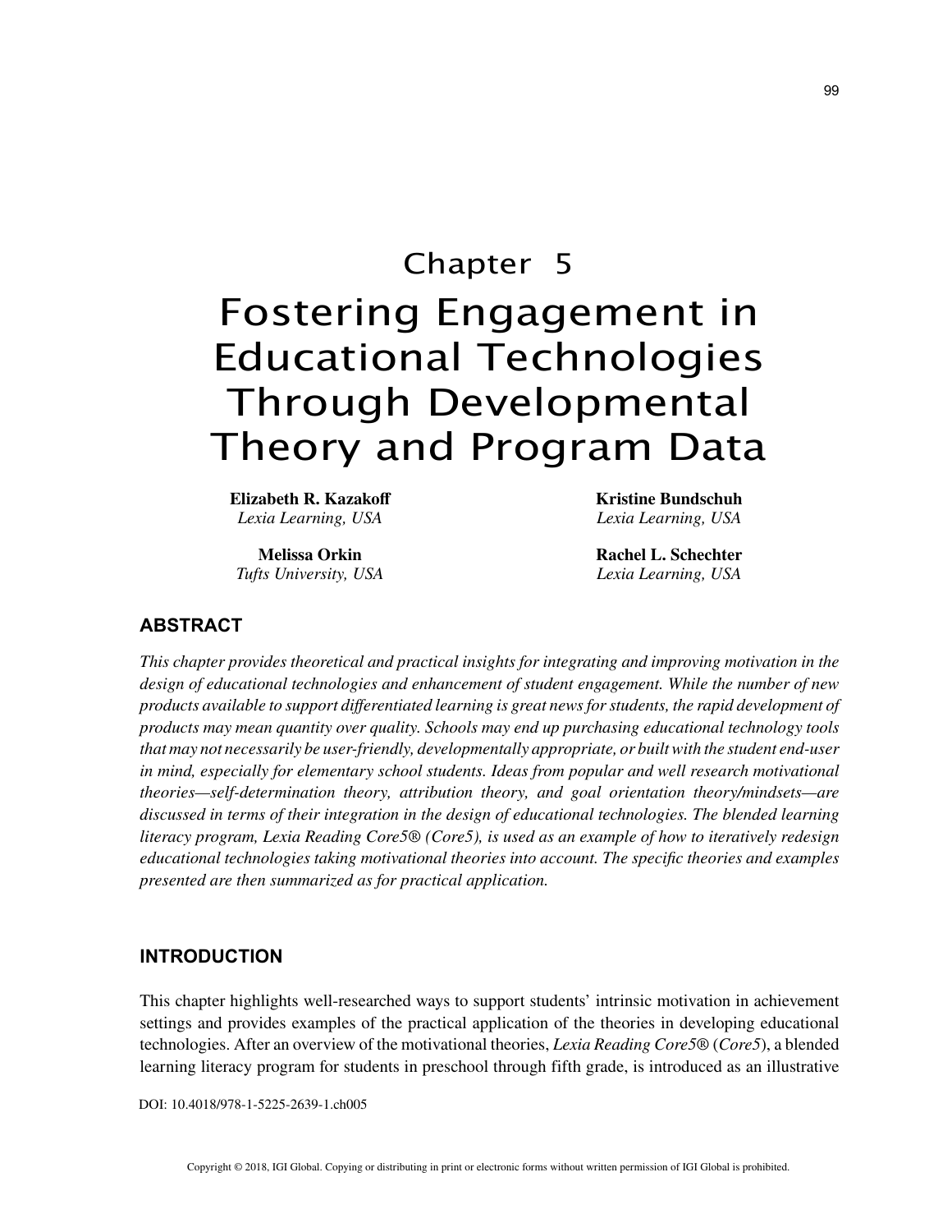# Chapter 5
# Fostering Engagement in Educational Technologies Through Developmental Theory and Program Data

**Elizabeth R. Kazakoff**
*Lexia Learning, USA*

**Melissa Orkin**
*Tufts University, USA*

**Kristine Bundschuh**
*Lexia Learning, USA*

**Rachel L. Schechter**
*Lexia Learning, USA*

## ABSTRACT

*This chapter provides theoretical and practical insights for integrating and improving motivation in the design of educational technologies and enhancement of student engagement. While the number of new products available to support differentiated learning is great news for students, the rapid development of products may mean quantity over quality. Schools may end up purchasing educational technology tools that may not necessarily be user-friendly, developmentally appropriate, or built with the student end-user in mind, especially for elementary school students. Ideas from popular and well research motivational theories—self-determination theory, attribution theory, and goal orientation theory/mindsets—are discussed in terms of their integration in the design of educational technologies. The blended learning literacy program, Lexia Reading Core5® (Core5), is used as an example of how to iteratively redesign educational technologies taking motivational theories into account. The specific theories and examples presented are then summarized as for practical application.*

## INTRODUCTION

This chapter highlights well-researched ways to support students' intrinsic motivation in achievement settings and provides examples of the practical application of the theories in developing educational technologies. After an overview of the motivational theories, *Lexia Reading Core5®* (*Core5*), a blended learning literacy program for students in preschool through fifth grade, is introduced as an illustrative

DOI: 10.4018/978-1-5225-2639-1.ch005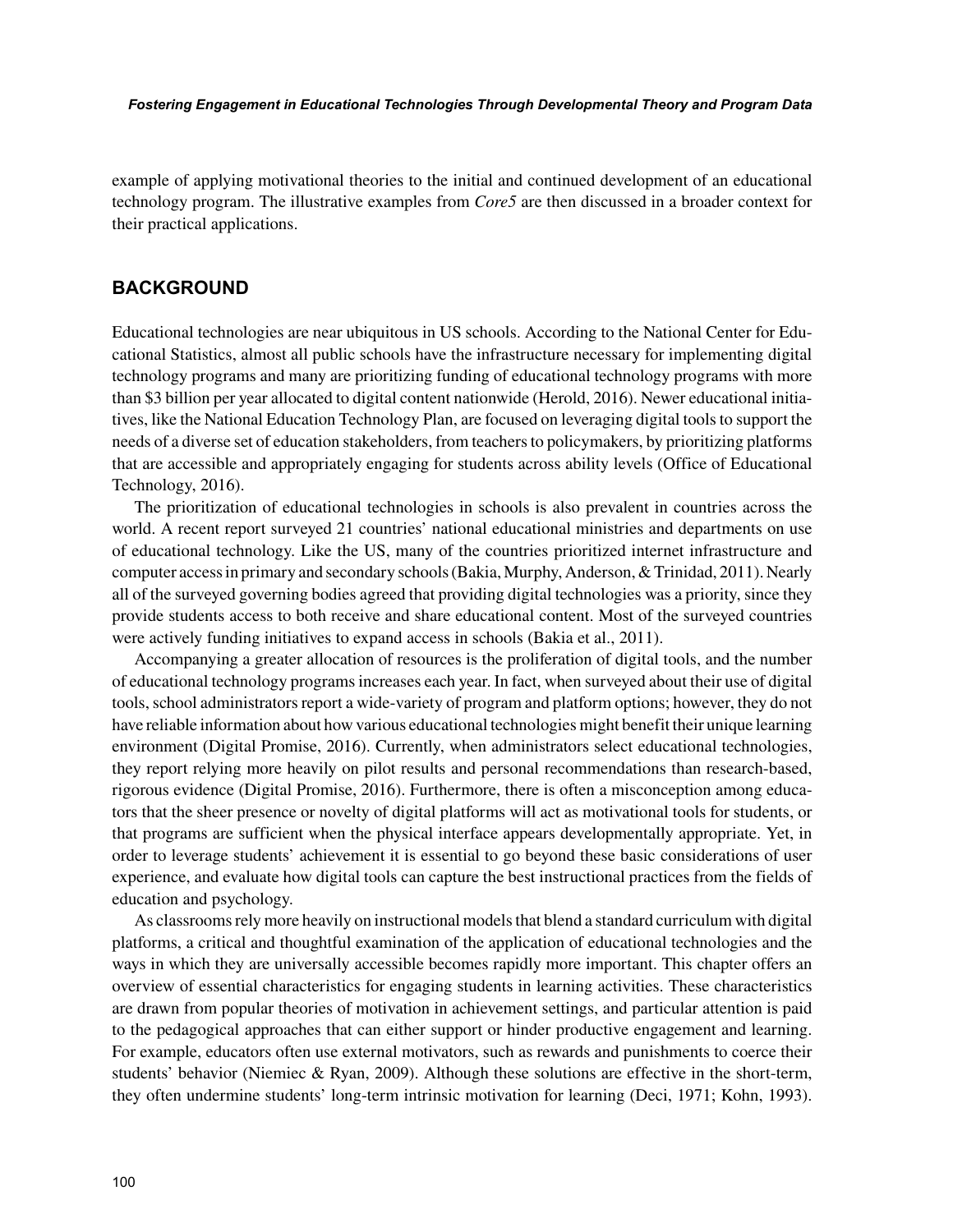example of applying motivational theories to the initial and continued development of an educational technology program. The illustrative examples from *Core5* are then discussed in a broader context for their practical applications.

## BACKGROUND

Educational technologies are near ubiquitous in US schools. According to the National Center for Educational Statistics, almost all public schools have the infrastructure necessary for implementing digital technology programs and many are prioritizing funding of educational technology programs with more than $3 billion per year allocated to digital content nationwide (Herold, 2016). Newer educational initiatives, like the National Education Technology Plan, are focused on leveraging digital tools to support the needs of a diverse set of education stakeholders, from teachers to policymakers, by prioritizing platforms that are accessible and appropriately engaging for students across ability levels (Office of Educational Technology, 2016).

The prioritization of educational technologies in schools is also prevalent in countries across the world. A recent report surveyed 21 countries' national educational ministries and departments on use of educational technology. Like the US, many of the countries prioritized internet infrastructure and computer access in primary and secondary schools (Bakia, Murphy, Anderson, & Trinidad, 2011). Nearly all of the surveyed governing bodies agreed that providing digital technologies was a priority, since they provide students access to both receive and share educational content. Most of the surveyed countries were actively funding initiatives to expand access in schools (Bakia et al., 2011).

Accompanying a greater allocation of resources is the proliferation of digital tools, and the number of educational technology programs increases each year. In fact, when surveyed about their use of digital tools, school administrators report a wide-variety of program and platform options; however, they do not have reliable information about how various educational technologies might benefit their unique learning environment (Digital Promise, 2016). Currently, when administrators select educational technologies, they report relying more heavily on pilot results and personal recommendations than research-based, rigorous evidence (Digital Promise, 2016). Furthermore, there is often a misconception among educators that the sheer presence or novelty of digital platforms will act as motivational tools for students, or that programs are sufficient when the physical interface appears developmentally appropriate. Yet, in order to leverage students' achievement it is essential to go beyond these basic considerations of user experience, and evaluate how digital tools can capture the best instructional practices from the fields of education and psychology.

As classrooms rely more heavily on instructional models that blend a standard curriculum with digital platforms, a critical and thoughtful examination of the application of educational technologies and the ways in which they are universally accessible becomes rapidly more important. This chapter offers an overview of essential characteristics for engaging students in learning activities. These characteristics are drawn from popular theories of motivation in achievement settings, and particular attention is paid to the pedagogical approaches that can either support or hinder productive engagement and learning. For example, educators often use external motivators, such as rewards and punishments to coerce their students' behavior (Niemiec & Ryan, 2009). Although these solutions are effective in the short-term, they often undermine students' long-term intrinsic motivation for learning (Deci, 1971; Kohn, 1993).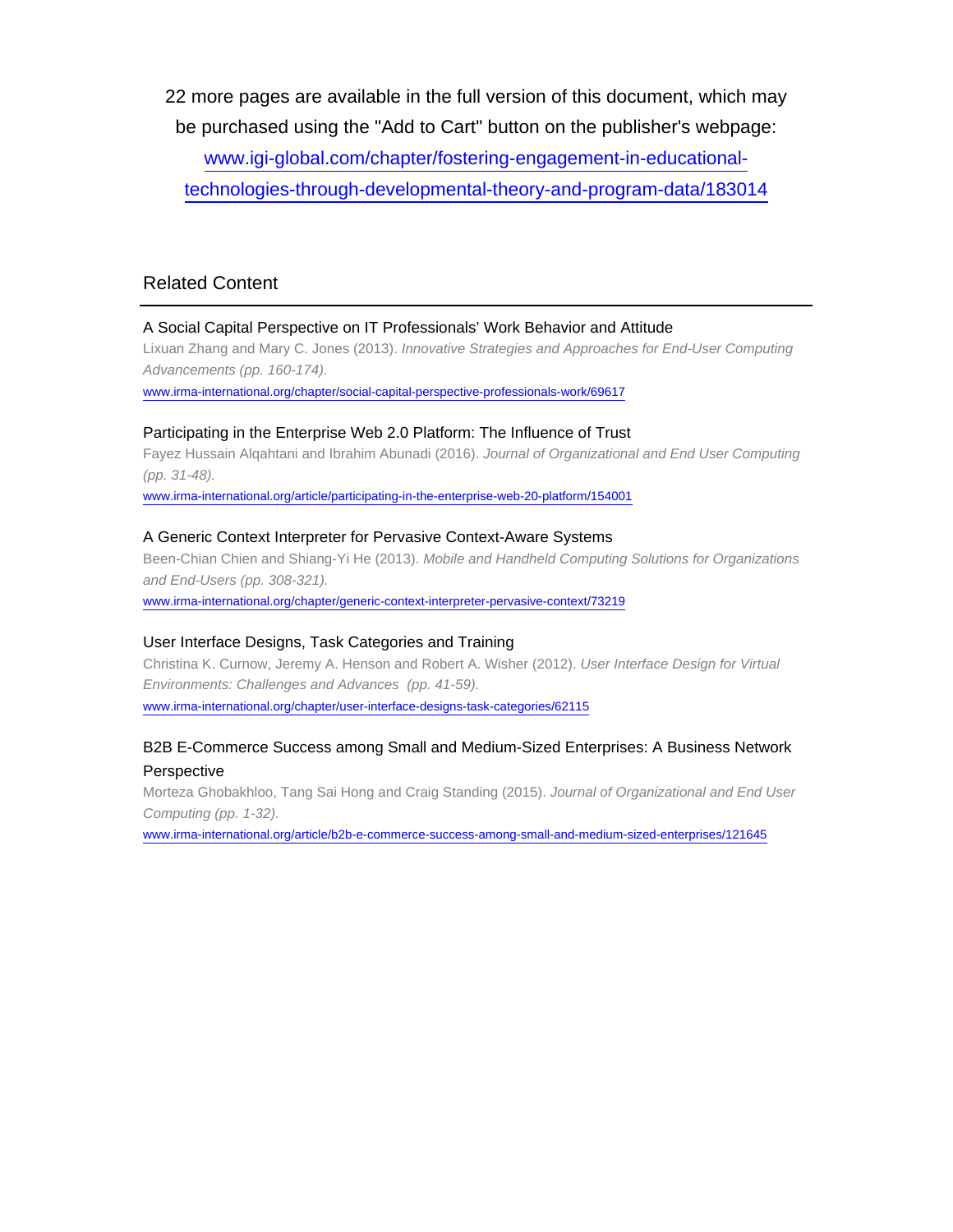22 more pages are available in the full version of this document, which may be purchased using the "Add to Cart" button on the publisher's webpage: www.igi-global.com/chapter/fostering-engagement-in-educational-technologies-through-developmental-theory-and-program-data/183014

## Related Content

A Social Capital Perspective on IT Professionals' Work Behavior and Attitude
Lixuan Zhang and Mary C. Jones (2013). *Innovative Strategies and Approaches for End-User Computing Advancements (pp. 160-174).*
www.irma-international.org/chapter/social-capital-perspective-professionals-work/69617

Participating in the Enterprise Web 2.0 Platform: The Influence of Trust
Fayez Hussain Alqahtani and Ibrahim Abunadi (2016). *Journal of Organizational and End User Computing (pp. 31-48).*
www.irma-international.org/article/participating-in-the-enterprise-web-20-platform/154001

A Generic Context Interpreter for Pervasive Context-Aware Systems
Been-Chian Chien and Shiang-Yi He (2013). *Mobile and Handheld Computing Solutions for Organizations and End-Users (pp. 308-321).*
www.irma-international.org/chapter/generic-context-interpreter-pervasive-context/73219

User Interface Designs, Task Categories and Training
Christina K. Curnow, Jeremy A. Henson and Robert A. Wisher (2012). *User Interface Design for Virtual Environments: Challenges and Advances (pp. 41-59).*
www.irma-international.org/chapter/user-interface-designs-task-categories/62115

B2B E-Commerce Success among Small and Medium-Sized Enterprises: A Business Network Perspective
Morteza Ghobakhloo, Tang Sai Hong and Craig Standing (2015). *Journal of Organizational and End User Computing (pp. 1-32).*
www.irma-international.org/article/b2b-e-commerce-success-among-small-and-medium-sized-enterprises/121645